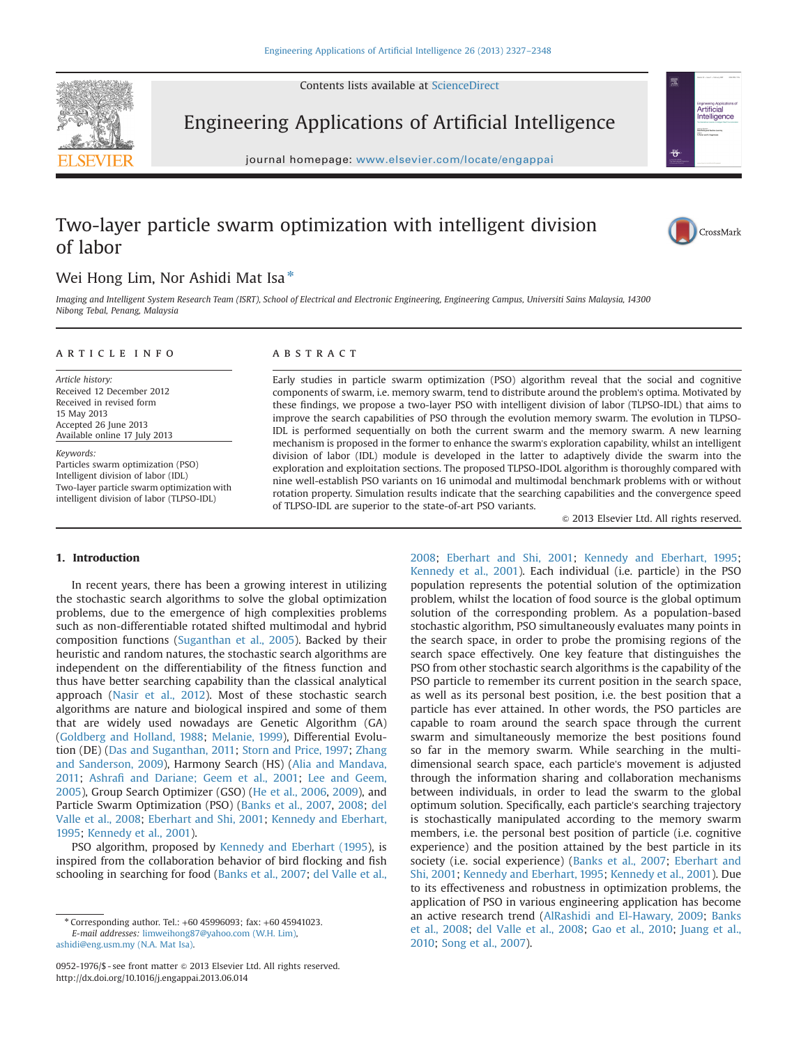# Two-layer particle swarm optimization with intelligent division of labor

Wei Hong Lim, Nor Ashidi Mat Isa*

*Imaging and Intelligent System Research Team (ISRT), School of Electrical and Electronic Engineering, Engineering Campus, Universiti Sains Malaysia, 14300 Nibong Tebal, Penang, Malaysia*

## ARTICLE INFO

*Article history:*
Received 12 December 2012
Received in revised form
15 May 2013
Accepted 26 June 2013
Available online 17 July 2013

*Keywords:*
Particles swarm optimization (PSO)
Intelligent division of labor (IDL)
Two-layer particle swarm optimization with intelligent division of labor (TLPSO-IDL)

## ABSTRACT

Early studies in particle swarm optimization (PSO) algorithm reveal that the social and cognitive components of swarm, i.e. memory swarm, tend to distribute around the problem's optima. Motivated by these findings, we propose a two-layer PSO with intelligent division of labor (TLPSO-IDL) that aims to improve the search capabilities of PSO through the evolution memory swarm. The evolution in TLPSO-IDL is performed sequentially on both the current swarm and the memory swarm. A new learning mechanism is proposed in the former to enhance the swarm's exploration capability, whilst an intelligent division of labor (IDL) module is developed in the latter to adaptively divide the swarm into the exploration and exploitation sections. The proposed TLPSO-IDOL algorithm is thoroughly compared with nine well-establish PSO variants on 16 unimodal and multimodal benchmark problems with or without rotation property. Simulation results indicate that the searching capabilities and the convergence speed of TLPSO-IDL are superior to the state-of-art PSO variants.

© 2013 Elsevier Ltd. All rights reserved.

## 1. Introduction

In recent years, there has been a growing interest in utilizing the stochastic search algorithms to solve the global optimization problems, due to the emergence of high complexities problems such as non-differentiable rotated shifted multimodal and hybrid composition functions (Suganthan et al., 2005). Backed by their heuristic and random natures, the stochastic search algorithms are independent on the differentiability of the fitness function and thus have better searching capability than the classical analytical approach (Nasir et al., 2012). Most of these stochastic search algorithms are nature and biological inspired and some of them that are widely used nowadays are Genetic Algorithm (GA) (Goldberg and Holland, 1988; Melanie, 1999), Differential Evolution (DE) (Das and Suganthan, 2011; Storn and Price, 1997; Zhang and Sanderson, 2009), Harmony Search (HS) (Alia and Mandava, 2011; Ashrafi and Dariane; Geem et al., 2001; Lee and Geem, 2005), Group Search Optimizer (GSO) (He et al., 2006, 2009), and Particle Swarm Optimization (PSO) (Banks et al., 2007, 2008; del Valle et al., 2008; Eberhart and Shi, 2001; Kennedy and Eberhart, 1995; Kennedy et al., 2001).

PSO algorithm, proposed by Kennedy and Eberhart (1995), is inspired from the collaboration behavior of bird flocking and fish schooling in searching for food (Banks et al., 2007; del Valle et al., 2008; Eberhart and Shi, 2001; Kennedy and Eberhart, 1995; Kennedy et al., 2001). Each individual (i.e. particle) in the PSO population represents the potential solution of the optimization problem, whilst the location of food source is the global optimum solution of the corresponding problem. As a population-based stochastic algorithm, PSO simultaneously evaluates many points in the search space, in order to probe the promising regions of the search space effectively. One key feature that distinguishes the PSO from other stochastic search algorithms is the capability of the PSO particle to remember its current position in the search space, as well as its personal best position, i.e. the best position that a particle has ever attained. In other words, the PSO particles are capable to roam around the search space through the current swarm and simultaneously memorize the best positions found so far in the memory swarm. While searching in the multi-dimensional search space, each particle's movement is adjusted through the information sharing and collaboration mechanisms between individuals, in order to lead the swarm to the global optimum solution. Specifically, each particle's searching trajectory is stochastically manipulated according to the memory swarm members, i.e. the personal best position of particle (i.e. cognitive experience) and the position attained by the best particle in its society (i.e. social experience) (Banks et al., 2007; Eberhart and Shi, 2001; Kennedy and Eberhart, 1995; Kennedy et al., 2001). Due to its effectiveness and robustness in optimization problems, the application of PSO in various engineering application has become an active research trend (AlRashidi and El-Hawary, 2009; Banks et al., 2008; del Valle et al., 2008; Gao et al., 2010; Juang et al., 2010; Song et al., 2007).

---

* Corresponding author. Tel.: +60 45996093; fax: +60 45941023.
*E-mail addresses:* limweihong87@yahoo.com (W.H. Lim), ashidi@eng.usm.my (N.A. Mat Isa).

0952-1976/$ - see front matter © 2013 Elsevier Ltd. All rights reserved.
http://dx.doi.org/10.1016/j.engappai.2013.06.014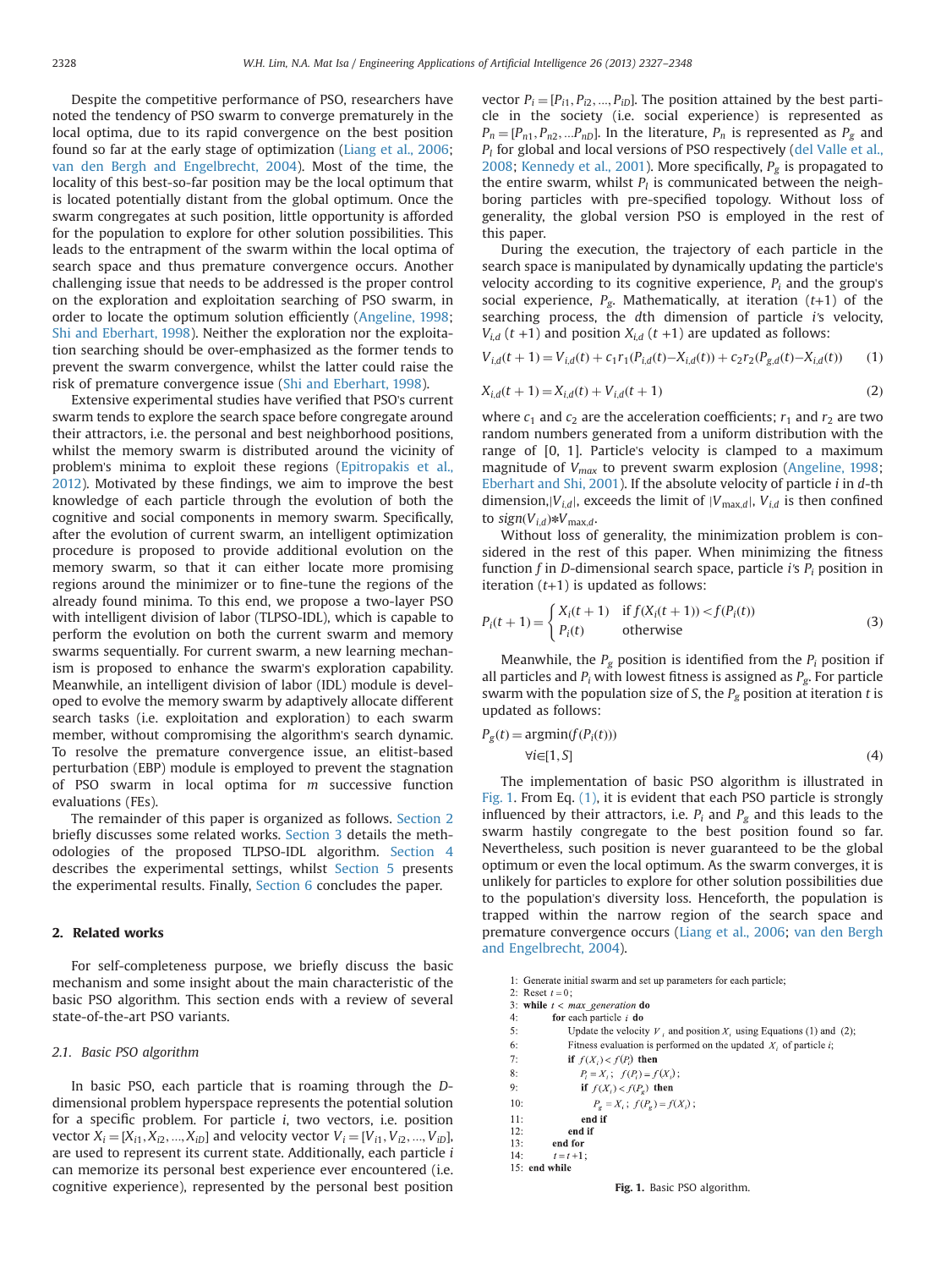Despite the competitive performance of PSO, researchers have noted the tendency of PSO swarm to converge prematurely in the local optima, due to its rapid convergence on the best position found so far at the early stage of optimization (Liang et al., 2006; van den Bergh and Engelbrecht, 2004). Most of the time, the locality of this best-so-far position may be the local optimum that is located potentially distant from the global optimum. Once the swarm congregates at such position, little opportunity is afforded for the population to explore for other solution possibilities. This leads to the entrapment of the swarm within the local optima of search space and thus premature convergence occurs. Another challenging issue that needs to be addressed is the proper control on the exploration and exploitation searching of PSO swarm, in order to locate the optimum solution efficiently (Angeline, 1998; Shi and Eberhart, 1998). Neither the exploration nor the exploitation searching should be over-emphasized as the former tends to prevent the swarm convergence, whilst the latter could raise the risk of premature convergence issue (Shi and Eberhart, 1998).

Extensive experimental studies have verified that PSO's current swarm tends to explore the search space before congregate around their attractors, i.e. the personal and best neighborhood positions, whilst the memory swarm is distributed around the vicinity of problem's minima to exploit these regions (Epitropakis et al., 2012). Motivated by these findings, we aim to improve the best knowledge of each particle through the evolution of both the cognitive and social components in memory swarm. Specifically, after the evolution of current swarm, an intelligent optimization procedure is proposed to provide additional evolution on the memory swarm, so that it can either locate more promising regions around the minimizer or to fine-tune the regions of the already found minima. To this end, we propose a two-layer PSO with intelligent division of labor (TLPSO-IDL), which is capable to perform the evolution on both the current swarm and memory swarms sequentially. For current swarm, a new learning mechanism is proposed to enhance the swarm's exploration capability. Meanwhile, an intelligent division of labor (IDL) module is developed to evolve the memory swarm by adaptively allocate different search tasks (i.e. exploitation and exploration) to each swarm member, without compromising the algorithm's search dynamic. To resolve the premature convergence issue, an elitist-based perturbation (EBP) module is employed to prevent the stagnation of PSO swarm in local optima for $m$ successive function evaluations (FEs).

The remainder of this paper is organized as follows. Section 2 briefly discusses some related works. Section 3 details the methodologies of the proposed TLPSO-IDL algorithm. Section 4 describes the experimental settings, whilst Section 5 presents the experimental results. Finally, Section 6 concludes the paper.

## 2. Related works

For self-completeness purpose, we briefly discuss the basic mechanism and some insight about the main characteristic of the basic PSO algorithm. This section ends with a review of several state-of-the-art PSO variants.

### 2.1. Basic PSO algorithm

In basic PSO, each particle that is roaming through the $D$-dimensional problem hyperspace represents the potential solution for a specific problem. For particle $i$, two vectors, i.e. position vector $X_i = [X_{i1}, X_{i2}, \ldots, X_{iD}]$ and velocity vector $V_i = [V_{i1}, V_{i2}, \ldots, V_{iD}]$, are used to represent its current state. Additionally, each particle $i$ can memorize its personal best experience ever encountered (i.e. cognitive experience), represented by the personal best position vector $P_i = [P_{i1}, P_{i2}, \ldots, P_{iD}]$. The position attained by the best particle in the society (i.e. social experience) is represented as $P_n = [P_{n1}, P_{n2}, \ldots P_{nD}]$. In the literature, $P_n$ is represented as $P_g$ and $P_l$ for global and local versions of PSO respectively (del Valle et al., 2008; Kennedy et al., 2001). More specifically, $P_g$ is propagated to the entire swarm, whilst $P_l$ is communicated between the neighboring particles with pre-specified topology. Without loss of generality, the global version PSO is employed in the rest of this paper.

During the execution, the trajectory of each particle in the search space is manipulated by dynamically updating the particle's velocity according to its cognitive experience, $P_i$ and the group's social experience, $P_g$. Mathematically, at iteration $(t+1)$ of the searching process, the $d$th dimension of particle $i$'s velocity, $V_{i,d}$ $(t+1)$ and position $X_{i,d}$ $(t+1)$ are updated as follows:

$$V_{i,d}(t+1) = V_{i,d}(t) + c_1 r_1 (P_{i,d}(t) - X_{i,d}(t)) + c_2 r_2 (P_{g,d}(t) - X_{i,d}(t)) \tag{1}$$

$$X_{i,d}(t+1) = X_{i,d}(t) + V_{i,d}(t+1) \tag{2}$$

where $c_1$ and $c_2$ are the acceleration coefficients; $r_1$ and $r_2$ are two random numbers generated from a uniform distribution with the range of [0, 1]. Particle's velocity is clamped to a maximum magnitude of $V_{max}$ to prevent swarm explosion (Angeline, 1998; Eberhart and Shi, 2001). If the absolute velocity of particle $i$ in $d$-th dimension, $|V_{i,d}|$, exceeds the limit of $|V_{\max,d}|$, $V_{i,d}$ is then confined to $sign(V_{i,d}) * V_{\max,d}$.

Without loss of generality, the minimization problem is considered in the rest of this paper. When minimizing the fitness function $f$ in $D$-dimensional search space, particle $i$'s $P_i$ position in iteration $(t+1)$ is updated as follows:

$$P_i(t+1) = \begin{cases} X_i(t+1) & \text{if } f(X_i(t+1)) < f(P_i(t)) \\ P_i(t) & \text{otherwise} \end{cases} \tag{3}$$

Meanwhile, the $P_g$ position is identified from the $P_i$ position if all particles and $P_i$ with lowest fitness is assigned as $P_g$. For particle swarm with the population size of $S$, the $P_g$ position at iteration $t$ is updated as follows:

$$P_g(t) = \operatorname{argmin}(f(P_i(t))) \quad \forall i \in [1, S] \tag{4}$$

The implementation of basic PSO algorithm is illustrated in Fig. 1. From Eq. (1), it is evident that each PSO particle is strongly influenced by their attractors, i.e. $P_i$ and $P_g$ and this leads to the swarm hastily congregate to the best position found so far. Nevertheless, such position is never guaranteed to be the global optimum or even the local optimum. As the swarm converges, it is unlikely for particles to explore for other solution possibilities due to the population's diversity loss. Henceforth, the population is trapped within the narrow region of the search space and premature convergence occurs (Liang et al., 2006; van den Bergh and Engelbrecht, 2004).

```
1:  Generate initial swarm and set up parameters for each particle;
2:  Reset t = 0;
3:  while t < max_generation do
4:      for each particle i do
5:          Update the velocity V_i and position X_i using Equations (1) and (2);
6:          Fitness evaluation is performed on the updated X_i of particle i;
7:          if f(X_i) < f(P_i) then
8:              P_i = X_i;  f(P_i) = f(X_i);
9:              if f(X_i) < f(P_g) then
10:                 P_g = X_i;  f(P_g) = f(X_i);
11:             end if
12:         end if
13:     end for
14:     t = t + 1;
15: end while
```

**Fig. 1.** Basic PSO algorithm.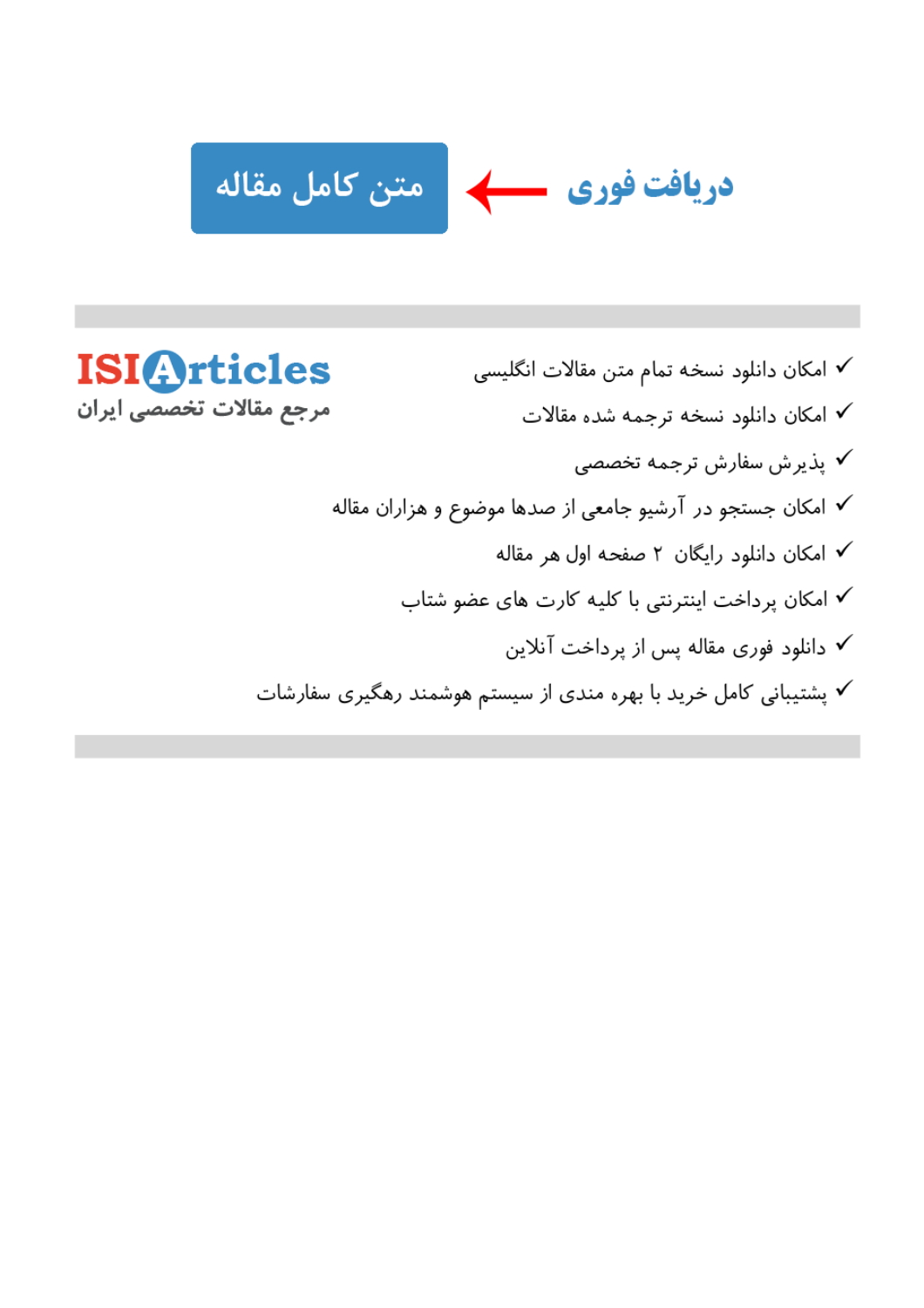دریافت فوری ← **متن کامل مقاله**

**ISIArticles**
مرجع مقالات تخصصی ایران

- ✓ امکان دانلود نسخه تمام متن مقالات انگلیسی
- ✓ امکان دانلود نسخه ترجمه شده مقالات
- ✓ پذیرش سفارش ترجمه تخصصی
- ✓ امکان جستجو در آرشیو جامعی از صدها موضوع و هزاران مقاله
- ✓ امکان دانلود رایگان ۲ صفحه اول هر مقاله
- ✓ امکان پرداخت اینترنتی با کلیه کارت های عضو شتاب
- ✓ دانلود فوری مقاله پس از پرداخت آنلاین
- ✓ پشتیبانی کامل خرید با بهره مندی از سیستم هوشمند رهگیری سفارشات